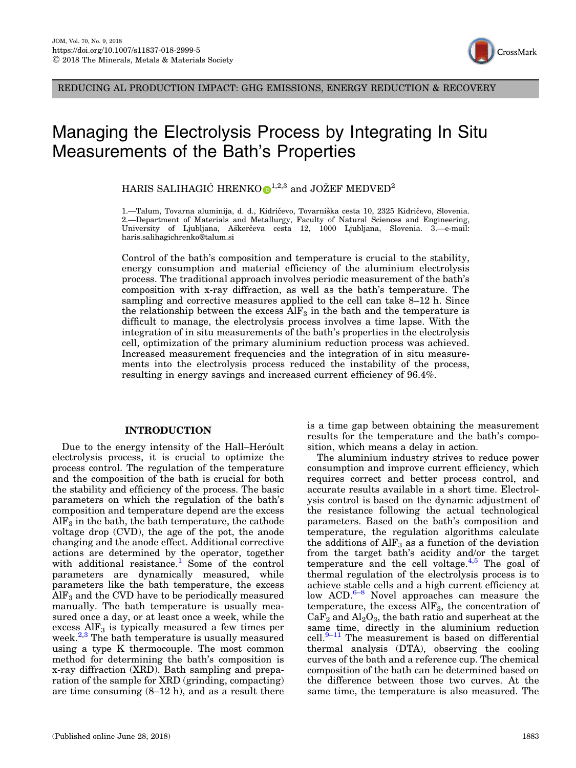REDUCING AL PRODUCTION IMPACT: GHG EMISSIONS, ENERGY REDUCTION & RECOVERY

# Managing the Electrolysis Process by Integrating In Situ Measurements of the Bath's Properties

HARIS SALIHAGIĆ HRENKO[1,2,3] and JOŽEF MEDVED[2]

1.—Talum, Tovarna aluminija, d. d., Kidričevo, Tovarniška cesta 10, 2325 Kidričevo, Slovenia. 2.—Department of Materials and Metallurgy, Faculty of Natural Sciences and Engineering, University of Ljubljana, Aškerčeva cesta 12, 1000 Ljubljana, Slovenia. 3.—e-mail: haris.salihagichrenko@talum.si

Control of the bath's composition and temperature is crucial to the stability, energy consumption and material efficiency of the aluminium electrolysis process. The traditional approach involves periodic measurement of the bath's composition with x-ray diffraction, as well as the bath's temperature. The sampling and corrective measures applied to the cell can take 8–12 h. Since the relationship between the excess $AlF_3$ in the bath and the temperature is difficult to manage, the electrolysis process involves a time lapse. With the integration of in situ measurements of the bath's properties in the electrolysis cell, optimization of the primary aluminium reduction process was achieved. Increased measurement frequencies and the integration of in situ measurements into the electrolysis process reduced the instability of the process, resulting in energy savings and increased current efficiency of 96.4%.

## INTRODUCTION

Due to the energy intensity of the Hall–Heróult electrolysis process, it is crucial to optimize the process control. The regulation of the temperature and the composition of the bath is crucial for both the stability and efficiency of the process. The basic parameters on which the regulation of the bath's composition and temperature depend are the excess $AlF_3$ in the bath, the bath temperature, the cathode voltage drop (CVD), the age of the pot, the anode changing and the anode effect. Additional corrective actions are determined by the operator, together with additional resistance.[1] Some of the control parameters are dynamically measured, while parameters like the bath temperature, the excess $AlF_3$ and the CVD have to be periodically measured manually. The bath temperature is usually measured once a day, or at least once a week, while the excess $AlF_3$ is typically measured a few times per week.[2,3] The bath temperature is usually measured using a type K thermocouple. The most common method for determining the bath's composition is x-ray diffraction (XRD). Bath sampling and preparation of the sample for XRD (grinding, compacting) are time consuming (8–12 h), and as a result there is a time gap between obtaining the measurement results for the temperature and the bath's composition, which means a delay in action.

The aluminium industry strives to reduce power consumption and improve current efficiency, which requires correct and better process control, and accurate results available in a short time. Electrolysis control is based on the dynamic adjustment of the resistance following the actual technological parameters. Based on the bath's composition and temperature, the regulation algorithms calculate the additions of $AlF_3$ as a function of the deviation from the target bath's acidity and/or the target temperature and the cell voltage.[4,5] The goal of thermal regulation of the electrolysis process is to achieve stable cells and a high current efficiency at low ACD.[6–8] Novel approaches can measure the temperature, the excess $AlF_3$, the concentration of $CaF_2$ and $Al_2O_3$, the bath ratio and superheat at the same time, directly in the aluminium reduction cell.[9–11] The measurement is based on differential thermal analysis (DTA), observing the cooling curves of the bath and a reference cup. The chemical composition of the bath can be determined based on the difference between those two curves. At the same time, the temperature is also measured. The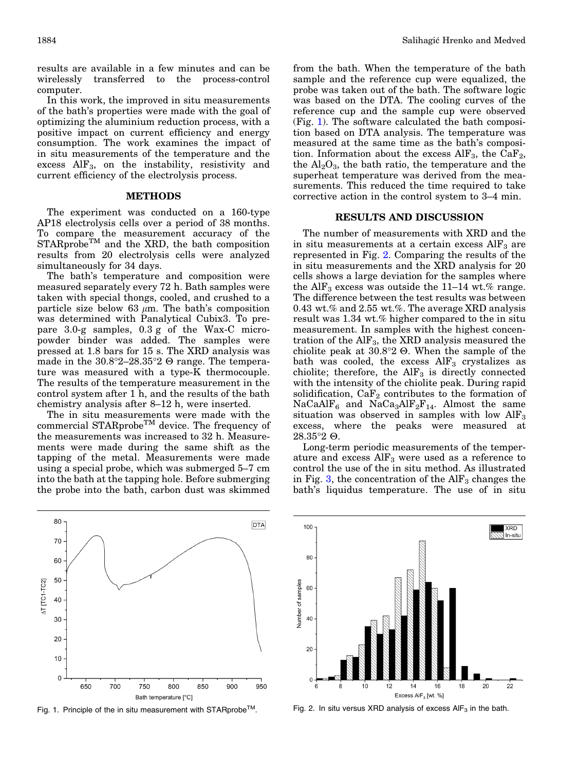results are available in a few minutes and can be wirelessly transferred to the process-control computer.

In this work, the improved in situ measurements of the bath's properties were made with the goal of optimizing the aluminium reduction process, with a positive impact on current efficiency and energy consumption. The work examines the impact of in situ measurements of the temperature and the excess $AlF_3$, on the instability, resistivity and current efficiency of the electrolysis process.

## METHODS

The experiment was conducted on a 160-type AP18 electrolysis cells over a period of 38 months. To compare the measurement accuracy of the STARprobe™ and the XRD, the bath composition results from 20 electrolysis cells were analyzed simultaneously for 34 days.

The bath's temperature and composition were measured separately every 72 h. Bath samples were taken with special thongs, cooled, and crushed to a particle size below 63 $\mu$m. The bath's composition was determined with Panalytical Cubix3. To prepare 3.0-g samples, 0.3 g of the Wax-C micropowder binder was added. The samples were pressed at 1.8 bars for 15 s. The XRD analysis was made in the 30.8°2–28.35°2 Θ range. The temperature was measured with a type-K thermocouple. The results of the temperature measurement in the control system after 1 h, and the results of the bath chemistry analysis after 8–12 h, were inserted.

The in situ measurements were made with the commercial STARprobe™ device. The frequency of the measurements was increased to 32 h. Measurements were made during the same shift as the tapping of the metal. Measurements were made using a special probe, which was submerged 5–7 cm into the bath at the tapping hole. Before submerging the probe into the bath, carbon dust was skimmed from the bath. When the temperature of the bath sample and the reference cup were equalized, the probe was taken out of the bath. The software logic was based on the DTA. The cooling curves of the reference cup and the sample cup were observed (Fig. 1). The software calculated the bath composition based on DTA analysis. The temperature was measured at the same time as the bath's composition. Information about the excess $AlF_3$, the $CaF_2$, the $Al_2O_3$, the bath ratio, the temperature and the superheat temperature was derived from the measurements. This reduced the time required to take corrective action in the control system to 3–4 min.

## RESULTS AND DISCUSSION

The number of measurements with XRD and the in situ measurements at a certain excess $AlF_3$ are represented in Fig. 2. Comparing the results of the in situ measurements and the XRD analysis for 20 cells shows a large deviation for the samples where the $AlF_3$ excess was outside the 11–14 wt.% range. The difference between the test results was between 0.43 wt.% and 2.55 wt.%. The average XRD analysis result was 1.34 wt.% higher compared to the in situ measurement. In samples with the highest concentration of the $AlF_3$, the XRD analysis measured the chiolite peak at 30.8°2 Θ. When the sample of the bath was cooled, the excess $AlF_3$ crystalizes as chiolite; therefore, the $AlF_3$ is directly connected with the intensity of the chiolite peak. During rapid solidification, $CaF_2$ contributes to the formation of $NaCaAlF_6$ and $NaCa_3AlF_2F_{14}$. Almost the same situation was observed in samples with low $AlF_3$ excess, where the peaks were measured at 28.35°2 Θ.

Long-term periodic measurements of the temperature and excess $AlF_3$ were used as a reference to control the use of the in situ method. As illustrated in Fig. 3, the concentration of the $AlF_3$ changes the bath's liquidus temperature. The use of in situ

Fig. 1. Principle of the in situ measurement with STARprobe™.

Fig. 2. In situ versus XRD analysis of excess $AlF_3$ in the bath.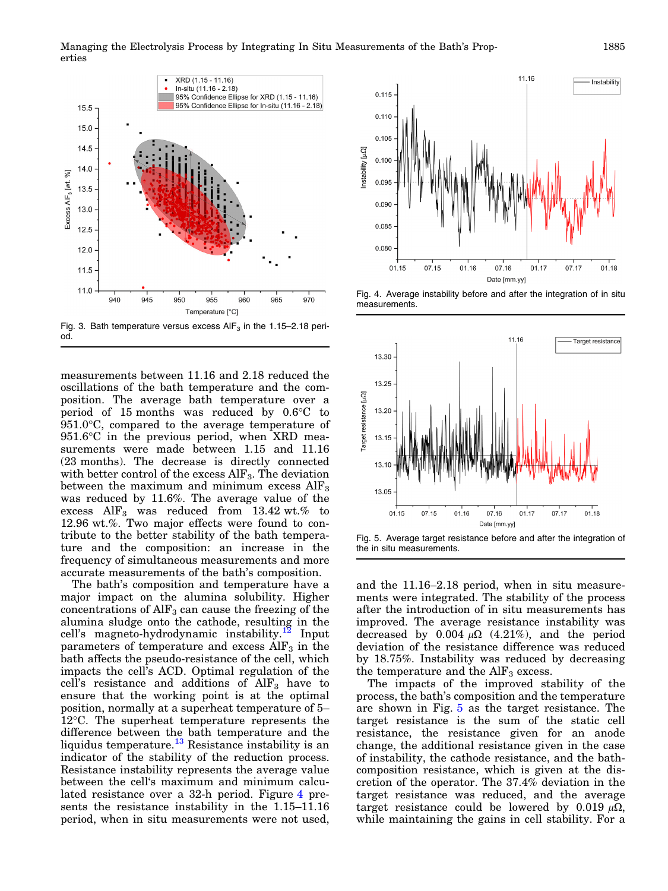Fig. 3. Bath temperature versus excess $AlF_3$ in the 1.15–2.18 period.

Fig. 4. Average instability before and after the integration of in situ measurements.

Fig. 5. Average target resistance before and after the integration of the in situ measurements.

measurements between 11.16 and 2.18 reduced the oscillations of the bath temperature and the composition. The average bath temperature over a period of 15 months was reduced by 0.6°C to 951.0°C, compared to the average temperature of 951.6°C in the previous period, when XRD measurements were made between 1.15 and 11.16 (23 months). The decrease is directly connected with better control of the excess $AlF_3$. The deviation between the maximum and minimum excess $AlF_3$ was reduced by 11.6%. The average value of the excess $AlF_3$ was reduced from 13.42 wt.% to 12.96 wt.%. Two major effects were found to contribute to the better stability of the bath temperature and the composition: an increase in the frequency of simultaneous measurements and more accurate measurements of the bath's composition.

The bath's composition and temperature have a major impact on the alumina solubility. Higher concentrations of $AlF_3$ can cause the freezing of the alumina sludge onto the cathode, resulting in the cell's magneto-hydrodynamic instability.[12] Input parameters of temperature and excess $AlF_3$ in the bath affects the pseudo-resistance of the cell, which impacts the cell's ACD. Optimal regulation of the cell's resistance and additions of $AlF_3$ have to ensure that the working point is at the optimal position, normally at a superheat temperature of 5–12°C. The superheat temperature represents the difference between the bath temperature and the liquidus temperature.[13] Resistance instability is an indicator of the stability of the reduction process. Resistance instability represents the average value between the cell's maximum and minimum calculated resistance over a 32-h period. Figure 4 presents the resistance instability in the 1.15–11.16 period, when in situ measurements were not used, and the 11.16–2.18 period, when in situ measurements were integrated. The stability of the process after the introduction of in situ measurements has improved. The average resistance instability was decreased by 0.004 $\mu\Omega$ (4.21%), and the period deviation of the resistance difference was reduced by 18.75%. Instability was reduced by decreasing the temperature and the $AlF_3$ excess.

The impacts of the improved stability of the process, the bath's composition and the temperature are shown in Fig. 5 as the target resistance. The target resistance is the sum of the static cell resistance, the resistance given for an anode change, the additional resistance given in the case of instability, the cathode resistance, and the bath-composition resistance, which is given at the discretion of the operator. The 37.4% deviation in the target resistance was reduced, and the average target resistance could be lowered by 0.019 $\mu\Omega$, while maintaining the gains in cell stability. For a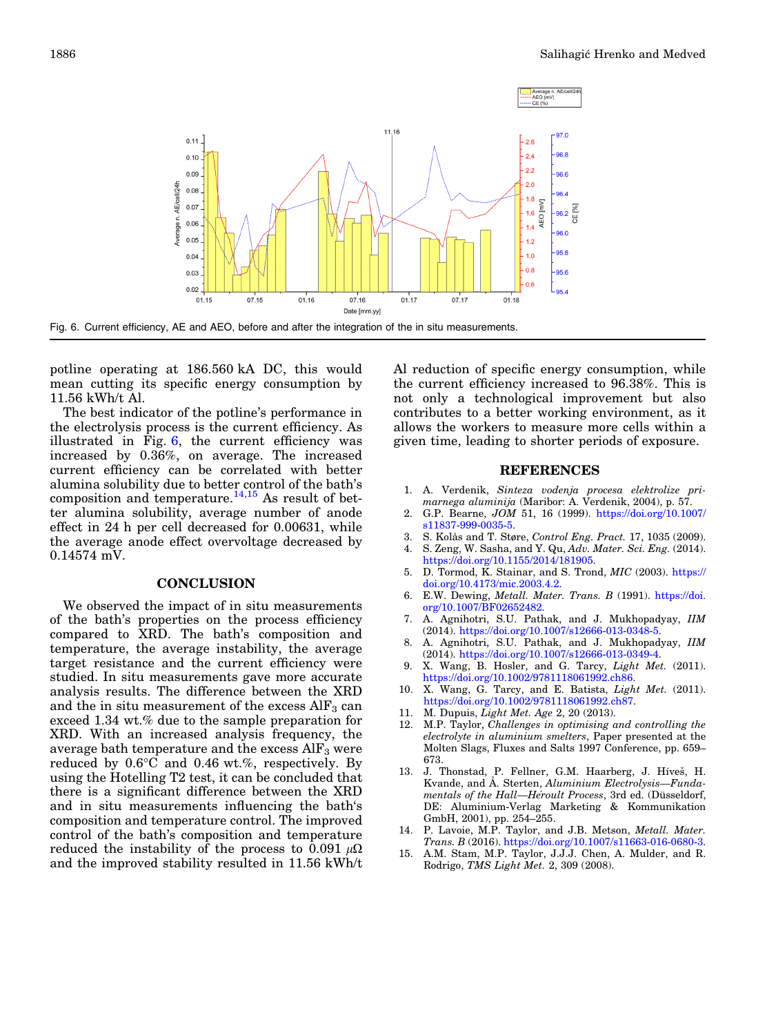Average n. AE/cell/24h
AEO (mV)
CE (%)

11.16

0.11
0.10
0.09
0.08
0.07
0.06
0.05
0.04
0.03
0.02

Average n. AE/cell/24h

2.6
2.4
2.2
2.0
1.8
1.6
1.4
1.2
1.0
0.8
0.6

AEO [mV]

97.0
96.8
96.6
96.4
96.2
96.0
95.8
95.6
95.4

CE [%]

01.15
07.15
01.16
07.16
01.17
07.17
01.18

Date [mm.yy]

Fig. 6. Current efficiency, AE and AEO, before and after the integration of the in situ measurements.

potline operating at 186.560 kA DC, this would mean cutting its specific energy consumption by 11.56 kWh/t Al.

The best indicator of the potline's performance in the electrolysis process is the current efficiency. As illustrated in Fig. 6, the current efficiency was increased by 0.36%, on average. The increased current efficiency can be correlated with better alumina solubility due to better control of the bath's composition and temperature.[14,15] As result of better alumina solubility, average number of anode effect in 24 h per cell decreased for 0.00631, while the average anode effect overvoltage decreased by 0.14574 mV.

## CONCLUSION

We observed the impact of in situ measurements of the bath's properties on the process efficiency compared to XRD. The bath's composition and temperature, the average instability, the average target resistance and the current efficiency were studied. In situ measurements gave more accurate analysis results. The difference between the XRD and the in situ measurement of the excess $AlF_3$ can exceed 1.34 wt.% due to the sample preparation for XRD. With an increased analysis frequency, the average bath temperature and the excess $AlF_3$ were reduced by 0.6°C and 0.46 wt.%, respectively. By using the Hotelling T2 test, it can be concluded that there is a significant difference between the XRD and in situ measurements influencing the bath's composition and temperature control. The improved control of the bath's composition and temperature reduced the instability of the process to 0.091 $\mu\Omega$ and the improved stability resulted in 11.56 kWh/t Al reduction of specific energy consumption, while the current efficiency increased to 96.38%. This is not only a technological improvement but also contributes to a better working environment, as it allows the workers to measure more cells within a given time, leading to shorter periods of exposure.

## REFERENCES

1. A. Verdenik, *Sinteza vodenja procesa elektrolize primarnega aluminija* (Maribor: A. Verdenik, 2004), p. 57.
2. G.P. Bearne, *JOM* 51, 16 (1999). https://doi.org/10.1007/s11837-999-0035-5.
3. S. Kolås and T. Støre, *Control Eng. Pract.* 17, 1035 (2009).
4. S. Zeng, W. Sasha, and Y. Qu, *Adv. Mater. Sci. Eng.* (2014). https://doi.org/10.1155/2014/181905.
5. D. Tormod, K. Stainar, and S. Trond, *MIC* (2003). https://doi.org/10.4173/mic.2003.4.2.
6. E.W. Dewing, *Metall. Mater. Trans. B* (1991). https://doi.org/10.1007/BF02652482.
7. A. Agnihotri, S.U. Pathak, and J. Mukhopadyay, *IIM* (2014). https://doi.org/10.1007/s12666-013-0348-5.
8. A. Agnihotri, S.U. Pathak, and J. Mukhopadyay, *IIM* (2014). https://doi.org/10.1007/s12666-013-0349-4.
9. X. Wang, B. Hosler, and G. Tarcy, *Light Met.* (2011). https://doi.org/10.1002/9781118061992.ch86.
10. X. Wang, G. Tarcy, and E. Batista, *Light Met.* (2011). https://doi.org/10.1002/9781118061992.ch87.
11. M. Dupuis, *Light Met. Age* 2, 20 (2013).
12. M.P. Taylor, *Challenges in optimising and controlling the electrolyte in aluminium smelters*, Paper presented at the Molten Slags, Fluxes and Salts 1997 Conference, pp. 659–673.
13. J. Thonstad, P. Fellner, G.M. Haarberg, J. Híveš, H. Kvande, and Å. Sterten, *Aluminium Electrolysis—Fundamentals of the Hall—Héroult Process*, 3rd ed. (Düsseldorf, DE: Aluminium-Verlag Marketing & Kommunikation GmbH, 2001), pp. 254–255.
14. P. Lavoie, M.P. Taylor, and J.B. Metson, *Metall. Mater. Trans. B* (2016). https://doi.org/10.1007/s11663-016-0680-3.
15. A.M. Stam, M.P. Taylor, J.J.J. Chen, A. Mulder, and R. Rodrigo, *TMS Light Met.* 2, 309 (2008).